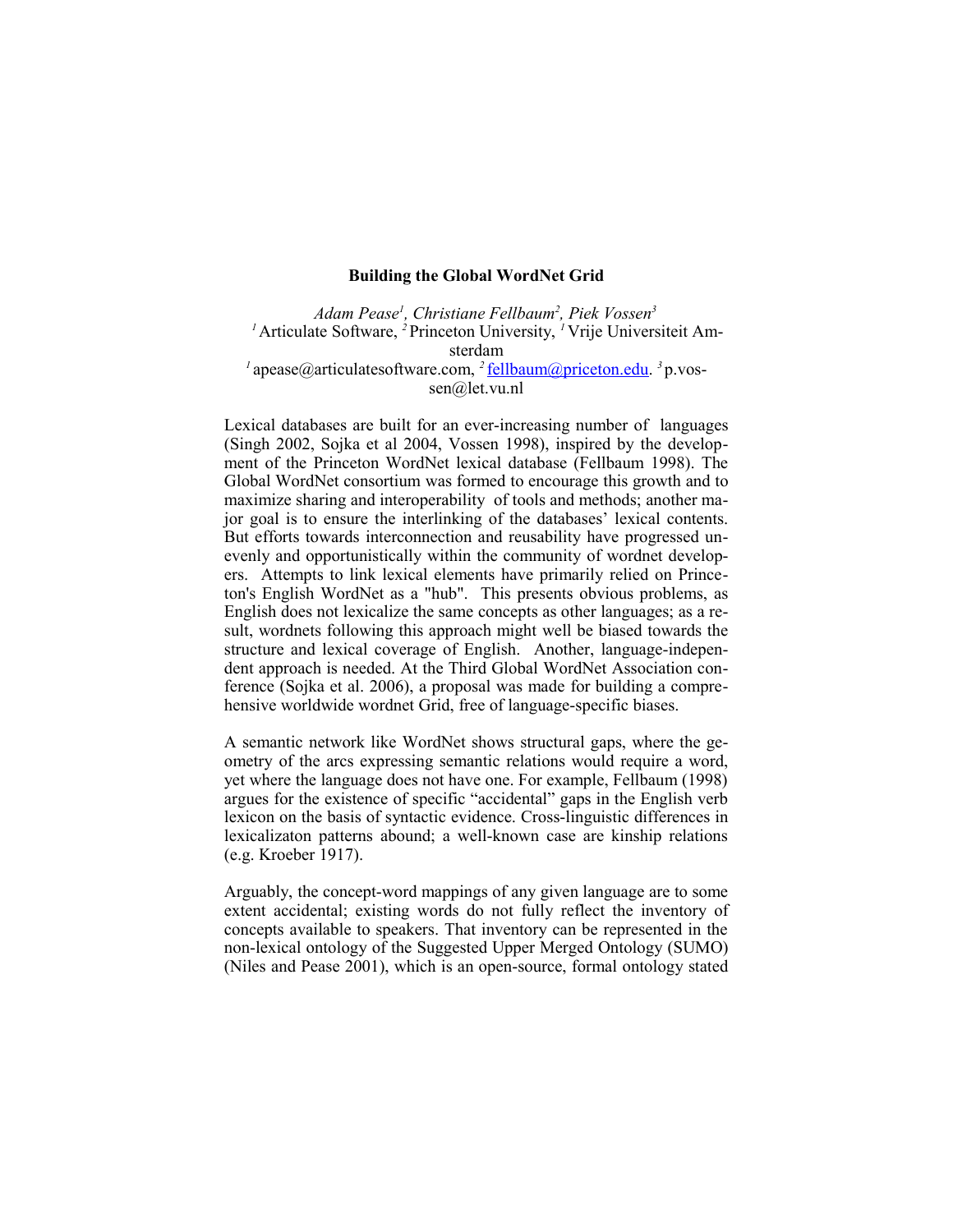# Building the Global WordNet Grid

*Adam Pease[1], Christiane Fellbaum[2], Piek Vossen[3]*
[1] Articulate Software, [2] Princeton University, [1] Vrije Universiteit Amsterdam
[1] apease@articulatesoftware.com, [2] fellbaum@priceton.edu. [3] p.vossen@let.vu.nl

Lexical databases are built for an ever-increasing number of languages (Singh 2002, Sojka et al 2004, Vossen 1998), inspired by the development of the Princeton WordNet lexical database (Fellbaum 1998). The Global WordNet consortium was formed to encourage this growth and to maximize sharing and interoperability of tools and methods; another major goal is to ensure the interlinking of the databases' lexical contents. But efforts towards interconnection and reusability have progressed unevenly and opportunistically within the community of wordnet developers. Attempts to link lexical elements have primarily relied on Princeton's English WordNet as a "hub". This presents obvious problems, as English does not lexicalize the same concepts as other languages; as a result, wordnets following this approach might well be biased towards the structure and lexical coverage of English. Another, language-independent approach is needed. At the Third Global WordNet Association conference (Sojka et al. 2006), a proposal was made for building a comprehensive worldwide wordnet Grid, free of language-specific biases.

A semantic network like WordNet shows structural gaps, where the geometry of the arcs expressing semantic relations would require a word, yet where the language does not have one. For example, Fellbaum (1998) argues for the existence of specific "accidental" gaps in the English verb lexicon on the basis of syntactic evidence. Cross-linguistic differences in lexicalizaton patterns abound; a well-known case are kinship relations (e.g. Kroeber 1917).

Arguably, the concept-word mappings of any given language are to some extent accidental; existing words do not fully reflect the inventory of concepts available to speakers. That inventory can be represented in the non-lexical ontology of the Suggested Upper Merged Ontology (SUMO) (Niles and Pease 2001), which is an open-source, formal ontology stated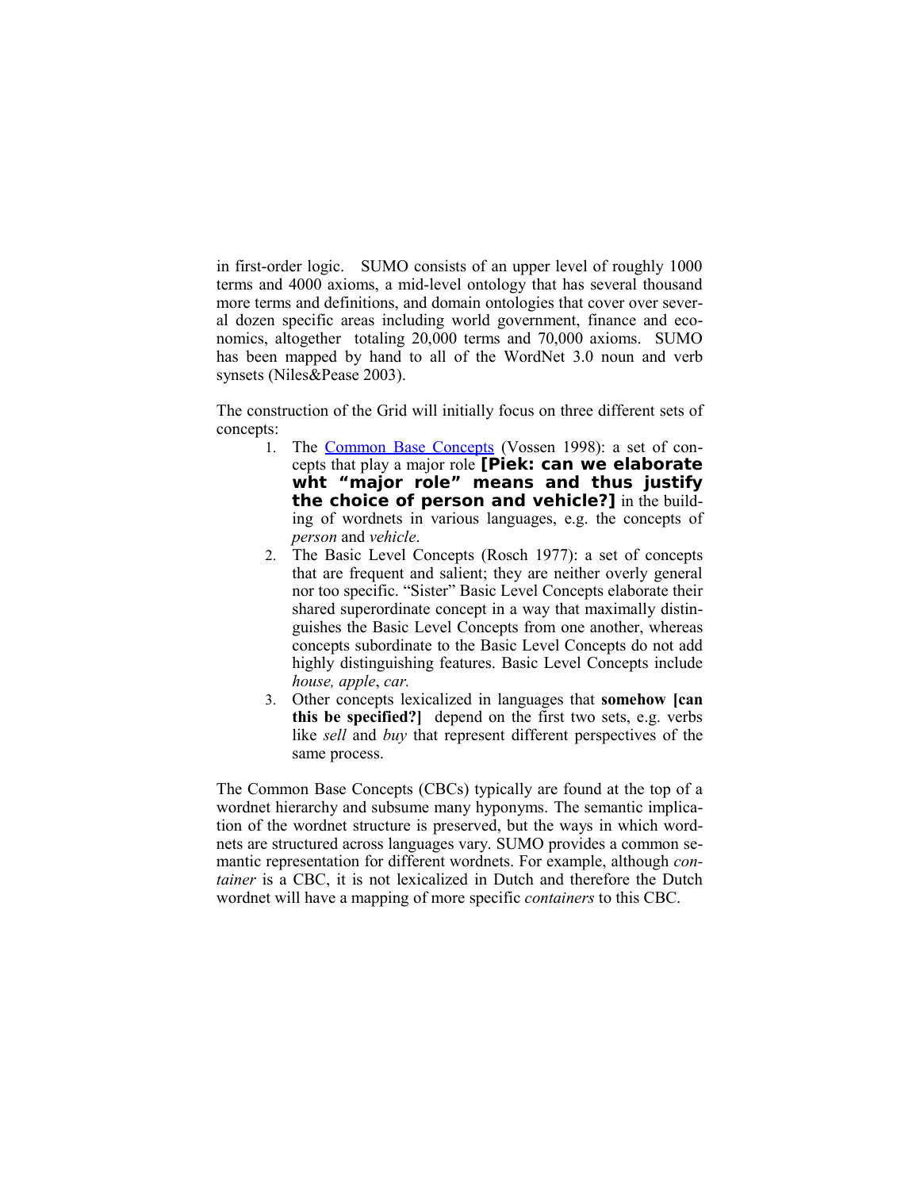in first-order logic.  SUMO consists of an upper level of roughly 1000 terms and 4000 axioms, a mid-level ontology that has several thousand more terms and definitions, and domain ontologies that cover over several dozen specific areas including world government, finance and economics, altogether totaling 20,000 terms and 70,000 axioms. SUMO has been mapped by hand to all of the WordNet 3.0 noun and verb synsets (Niles&Pease 2003).

The construction of the Grid will initially focus on three different sets of concepts:

1. The Common Base Concepts (Vossen 1998): a set of concepts that play a major role **[Piek: can we elaborate wht "major role" means and thus justify the choice of person and vehicle?]** in the building of wordnets in various languages, e.g. the concepts of *person* and *vehicle*.
2. The Basic Level Concepts (Rosch 1977): a set of concepts that are frequent and salient; they are neither overly general nor too specific. "Sister" Basic Level Concepts elaborate their shared superordinate concept in a way that maximally distinguishes the Basic Level Concepts from one another, whereas concepts subordinate to the Basic Level Concepts do not add highly distinguishing features. Basic Level Concepts include *house, apple*, *car.*
3. Other concepts lexicalized in languages that **somehow [can this be specified?]** depend on the first two sets, e.g. verbs like *sell* and *buy* that represent different perspectives of the same process.

The Common Base Concepts (CBCs) typically are found at the top of a wordnet hierarchy and subsume many hyponyms. The semantic implication of the wordnet structure is preserved, but the ways in which wordnets are structured across languages vary. SUMO provides a common semantic representation for different wordnets. For example, although *container* is a CBC, it is not lexicalized in Dutch and therefore the Dutch wordnet will have a mapping of more specific *containers* to this CBC.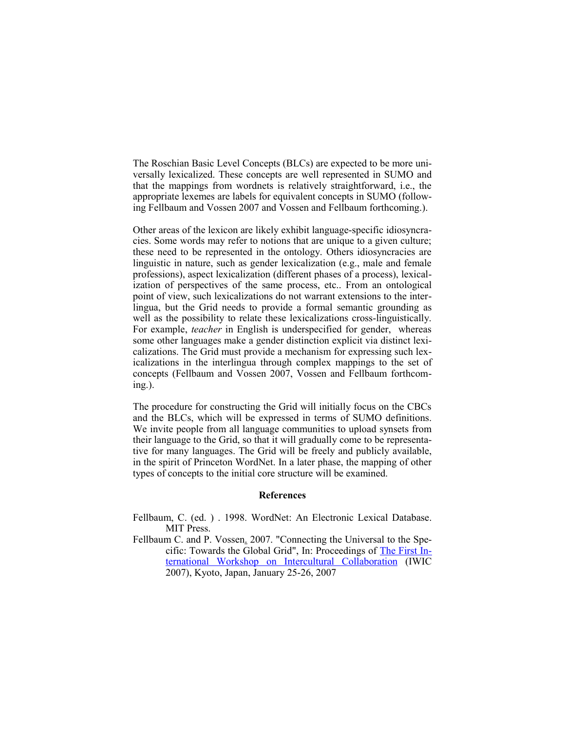The Roschian Basic Level Concepts (BLCs) are expected to be more universally lexicalized. These concepts are well represented in SUMO and that the mappings from wordnets is relatively straightforward, i.e., the appropriate lexemes are labels for equivalent concepts in SUMO (following Fellbaum and Vossen 2007 and Vossen and Fellbaum forthcoming.).

Other areas of the lexicon are likely exhibit language-specific idiosyncracies. Some words may refer to notions that are unique to a given culture; these need to be represented in the ontology. Others idiosyncracies are linguistic in nature, such as gender lexicalization (e.g., male and female professions), aspect lexicalization (different phases of a process), lexicalization of perspectives of the same process, etc.. From an ontological point of view, such lexicalizations do not warrant extensions to the interlingua, but the Grid needs to provide a formal semantic grounding as well as the possibility to relate these lexicalizations cross-linguistically. For example, *teacher* in English is underspecified for gender, whereas some other languages make a gender distinction explicit via distinct lexicalizations. The Grid must provide a mechanism for expressing such lexicalizations in the interlingua through complex mappings to the set of concepts (Fellbaum and Vossen 2007, Vossen and Fellbaum forthcoming.).

The procedure for constructing the Grid will initially focus on the CBCs and the BLCs, which will be expressed in terms of SUMO definitions. We invite people from all language communities to upload synsets from their language to the Grid, so that it will gradually come to be representative for many languages. The Grid will be freely and publicly available, in the spirit of Princeton WordNet. In a later phase, the mapping of other types of concepts to the initial core structure will be examined.

## References

Fellbaum, C. (ed. ) . 1998. WordNet: An Electronic Lexical Database. MIT Press.

Fellbaum C. and P. Vossen. 2007. "Connecting the Universal to the Specific: Towards the Global Grid", In: Proceedings of The First International Workshop on Intercultural Collaboration (IWIC 2007), Kyoto, Japan, January 25-26, 2007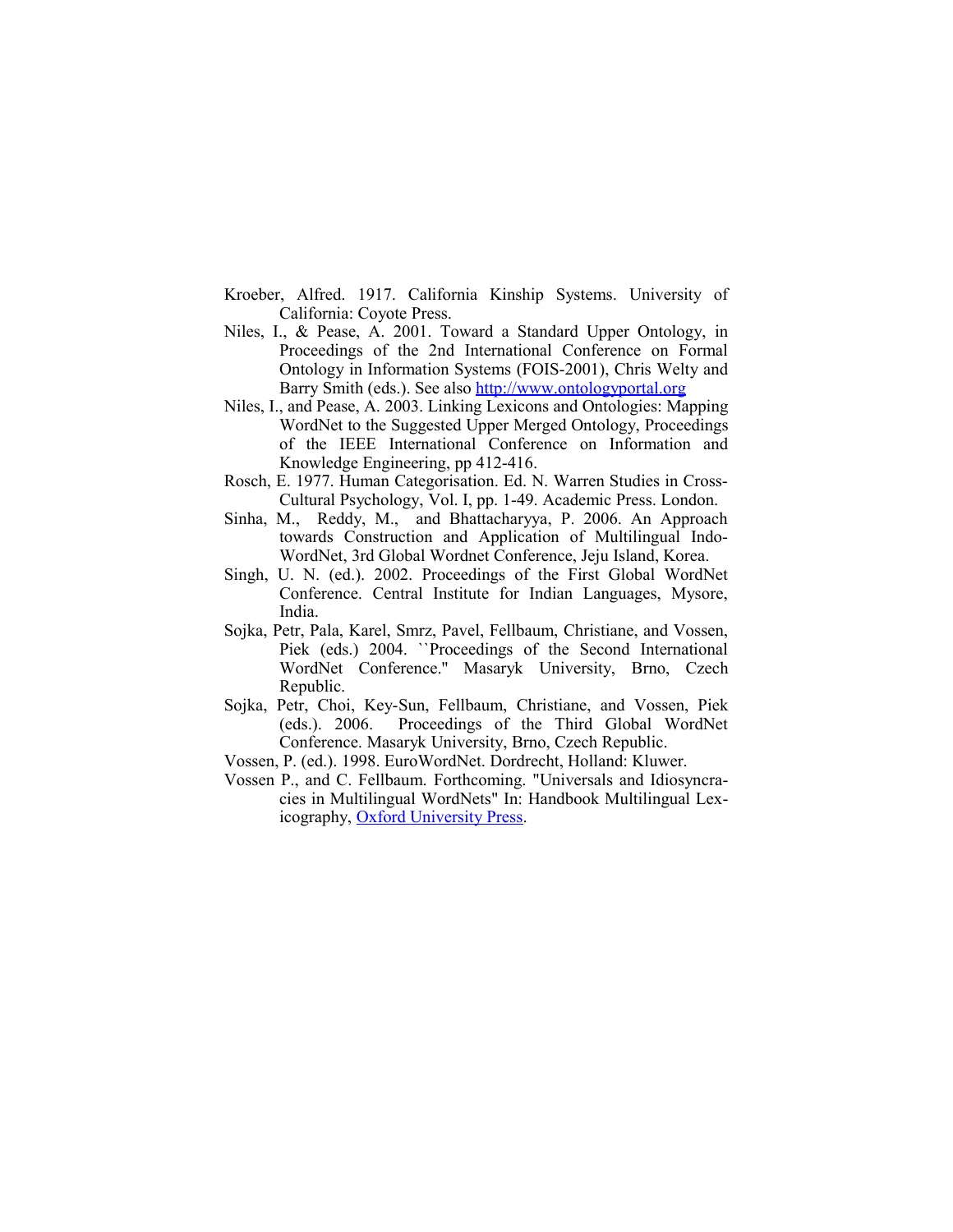Kroeber, Alfred. 1917. California Kinship Systems. University of California: Coyote Press.

Niles, I., & Pease, A. 2001. Toward a Standard Upper Ontology, in Proceedings of the 2nd International Conference on Formal Ontology in Information Systems (FOIS-2001), Chris Welty and Barry Smith (eds.). See also http://www.ontologyportal.org

Niles, I., and Pease, A. 2003. Linking Lexicons and Ontologies: Mapping WordNet to the Suggested Upper Merged Ontology, Proceedings of the IEEE International Conference on Information and Knowledge Engineering, pp 412-416.

Rosch, E. 1977. Human Categorisation. Ed. N. Warren Studies in Cross-Cultural Psychology, Vol. I, pp. 1-49. Academic Press. London.

Sinha, M., Reddy, M., and Bhattacharyya, P. 2006. An Approach towards Construction and Application of Multilingual Indo-WordNet, 3rd Global Wordnet Conference, Jeju Island, Korea.

Singh, U. N. (ed.). 2002. Proceedings of the First Global WordNet Conference. Central Institute for Indian Languages, Mysore, India.

Sojka, Petr, Pala, Karel, Smrz, Pavel, Fellbaum, Christiane, and Vossen, Piek (eds.) 2004. ``Proceedings of the Second International WordNet Conference." Masaryk University, Brno, Czech Republic.

Sojka, Petr, Choi, Key-Sun, Fellbaum, Christiane, and Vossen, Piek (eds.). 2006. Proceedings of the Third Global WordNet Conference. Masaryk University, Brno, Czech Republic.

Vossen, P. (ed.). 1998. EuroWordNet. Dordrecht, Holland: Kluwer.

Vossen P., and C. Fellbaum. Forthcoming. "Universals and Idiosyncracies in Multilingual WordNets" In: Handbook Multilingual Lexicography, Oxford University Press.